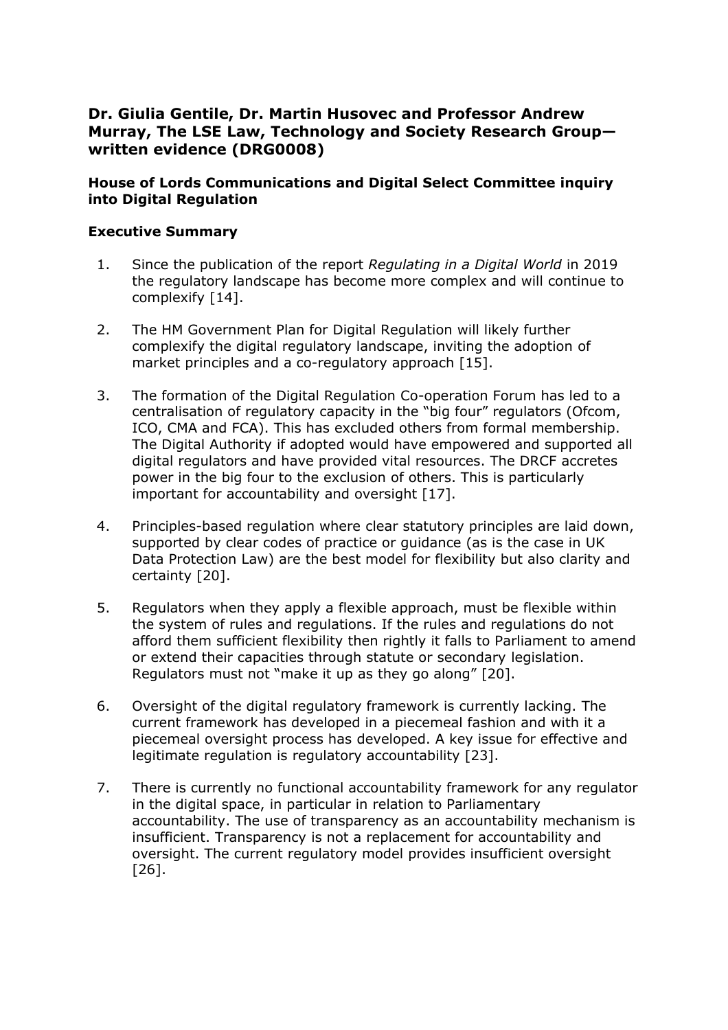**Dr. Giulia Gentile, Dr. Martin Husovec and Professor Andrew Murray, The LSE Law, Technology and Society Research Group—written evidence (DRG0008)**

**House of Lords Communications and Digital Select Committee inquiry into Digital Regulation**

**Executive Summary**

1. Since the publication of the report *Regulating in a Digital World* in 2019 the regulatory landscape has become more complex and will continue to complexify [14].

2. The HM Government Plan for Digital Regulation will likely further complexify the digital regulatory landscape, inviting the adoption of market principles and a co-regulatory approach [15].

3. The formation of the Digital Regulation Co-operation Forum has led to a centralisation of regulatory capacity in the "big four" regulators (Ofcom, ICO, CMA and FCA). This has excluded others from formal membership. The Digital Authority if adopted would have empowered and supported all digital regulators and have provided vital resources. The DRCF accretes power in the big four to the exclusion of others. This is particularly important for accountability and oversight [17].

4. Principles-based regulation where clear statutory principles are laid down, supported by clear codes of practice or guidance (as is the case in UK Data Protection Law) are the best model for flexibility but also clarity and certainty [20].

5. Regulators when they apply a flexible approach, must be flexible within the system of rules and regulations. If the rules and regulations do not afford them sufficient flexibility then rightly it falls to Parliament to amend or extend their capacities through statute or secondary legislation. Regulators must not "make it up as they go along" [20].

6. Oversight of the digital regulatory framework is currently lacking. The current framework has developed in a piecemeal fashion and with it a piecemeal oversight process has developed. A key issue for effective and legitimate regulation is regulatory accountability [23].

7. There is currently no functional accountability framework for any regulator in the digital space, in particular in relation to Parliamentary accountability. The use of transparency as an accountability mechanism is insufficient. Transparency is not a replacement for accountability and oversight. The current regulatory model provides insufficient oversight [26].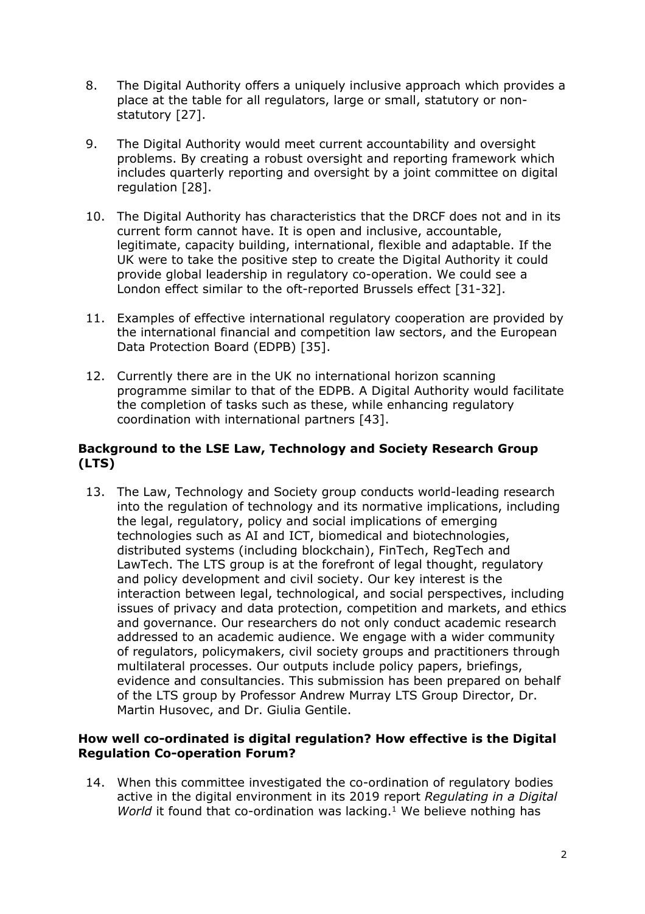8. The Digital Authority offers a uniquely inclusive approach which provides a place at the table for all regulators, large or small, statutory or non-statutory [27].

9. The Digital Authority would meet current accountability and oversight problems. By creating a robust oversight and reporting framework which includes quarterly reporting and oversight by a joint committee on digital regulation [28].

10. The Digital Authority has characteristics that the DRCF does not and in its current form cannot have. It is open and inclusive, accountable, legitimate, capacity building, international, flexible and adaptable. If the UK were to take the positive step to create the Digital Authority it could provide global leadership in regulatory co-operation. We could see a London effect similar to the oft-reported Brussels effect [31-32].

11. Examples of effective international regulatory cooperation are provided by the international financial and competition law sectors, and the European Data Protection Board (EDPB) [35].

12. Currently there are in the UK no international horizon scanning programme similar to that of the EDPB. A Digital Authority would facilitate the completion of tasks such as these, while enhancing regulatory coordination with international partners [43].

### Background to the LSE Law, Technology and Society Research Group (LTS)

13. The Law, Technology and Society group conducts world-leading research into the regulation of technology and its normative implications, including the legal, regulatory, policy and social implications of emerging technologies such as AI and ICT, biomedical and biotechnologies, distributed systems (including blockchain), FinTech, RegTech and LawTech. The LTS group is at the forefront of legal thought, regulatory and policy development and civil society. Our key interest is the interaction between legal, technological, and social perspectives, including issues of privacy and data protection, competition and markets, and ethics and governance. Our researchers do not only conduct academic research addressed to an academic audience. We engage with a wider community of regulators, policymakers, civil society groups and practitioners through multilateral processes. Our outputs include policy papers, briefings, evidence and consultancies. This submission has been prepared on behalf of the LTS group by Professor Andrew Murray LTS Group Director, Dr. Martin Husovec, and Dr. Giulia Gentile.

### How well co-ordinated is digital regulation? How effective is the Digital Regulation Co-operation Forum?

14. When this committee investigated the co-ordination of regulatory bodies active in the digital environment in its 2019 report *Regulating in a Digital World* it found that co-ordination was lacking.[1] We believe nothing has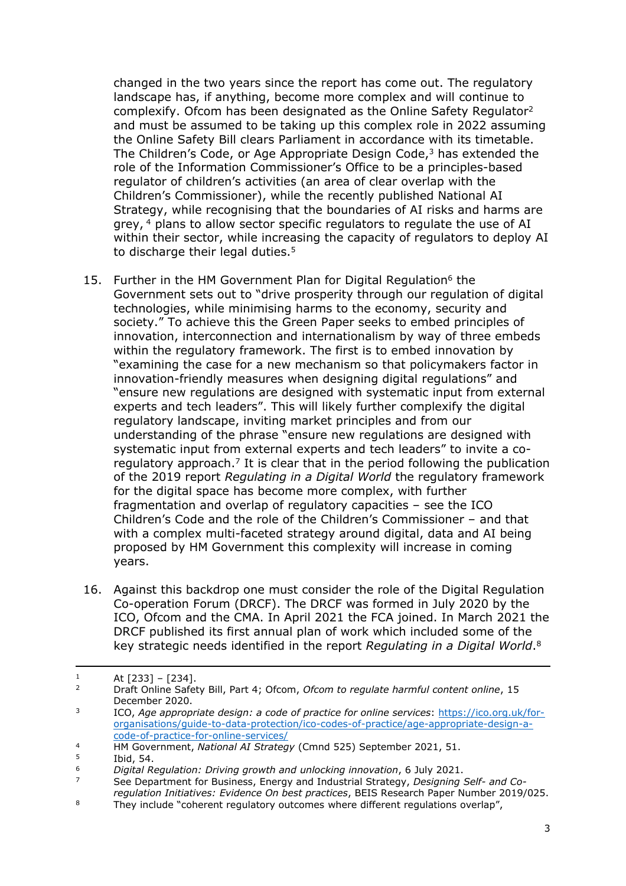changed in the two years since the report has come out. The regulatory landscape has, if anything, become more complex and will continue to complexify. Ofcom has been designated as the Online Safety Regulator[2] and must be assumed to be taking up this complex role in 2022 assuming the Online Safety Bill clears Parliament in accordance with its timetable. The Children's Code, or Age Appropriate Design Code,[3] has extended the role of the Information Commissioner's Office to be a principles-based regulator of children's activities (an area of clear overlap with the Children's Commissioner), while the recently published National AI Strategy, while recognising that the boundaries of AI risks and harms are grey, [4] plans to allow sector specific regulators to regulate the use of AI within their sector, while increasing the capacity of regulators to deploy AI to discharge their legal duties.[5]

15. Further in the HM Government Plan for Digital Regulation[6] the Government sets out to "drive prosperity through our regulation of digital technologies, while minimising harms to the economy, security and society." To achieve this the Green Paper seeks to embed principles of innovation, interconnection and internationalism by way of three embeds within the regulatory framework. The first is to embed innovation by "examining the case for a new mechanism so that policymakers factor in innovation-friendly measures when designing digital regulations" and "ensure new regulations are designed with systematic input from external experts and tech leaders". This will likely further complexify the digital regulatory landscape, inviting market principles and from our understanding of the phrase "ensure new regulations are designed with systematic input from external experts and tech leaders" to invite a co-regulatory approach.[7] It is clear that in the period following the publication of the 2019 report *Regulating in a Digital World* the regulatory framework for the digital space has become more complex, with further fragmentation and overlap of regulatory capacities – see the ICO Children's Code and the role of the Children's Commissioner – and that with a complex multi-faceted strategy around digital, data and AI being proposed by HM Government this complexity will increase in coming years.

16. Against this backdrop one must consider the role of the Digital Regulation Co-operation Forum (DRCF). The DRCF was formed in July 2020 by the ICO, Ofcom and the CMA. In April 2021 the FCA joined. In March 2021 the DRCF published its first annual plan of work which included some of the key strategic needs identified in the report *Regulating in a Digital World*.[8]

---

1 At [233] – [234].

2 Draft Online Safety Bill, Part 4; Ofcom, *Ofcom to regulate harmful content online*, 15 December 2020.

3 ICO, *Age appropriate design: a code of practice for online services*: https://ico.org.uk/for-organisations/guide-to-data-protection/ico-codes-of-practice/age-appropriate-design-a-code-of-practice-for-online-services/

4 HM Government, *National AI Strategy* (Cmnd 525) September 2021, 51.

5 Ibid, 54.

6 *Digital Regulation: Driving growth and unlocking innovation*, 6 July 2021.

7 See Department for Business, Energy and Industrial Strategy, *Designing Self- and Co-regulation Initiatives: Evidence On best practices*, BEIS Research Paper Number 2019/025.

8 They include "coherent regulatory outcomes where different regulations overlap",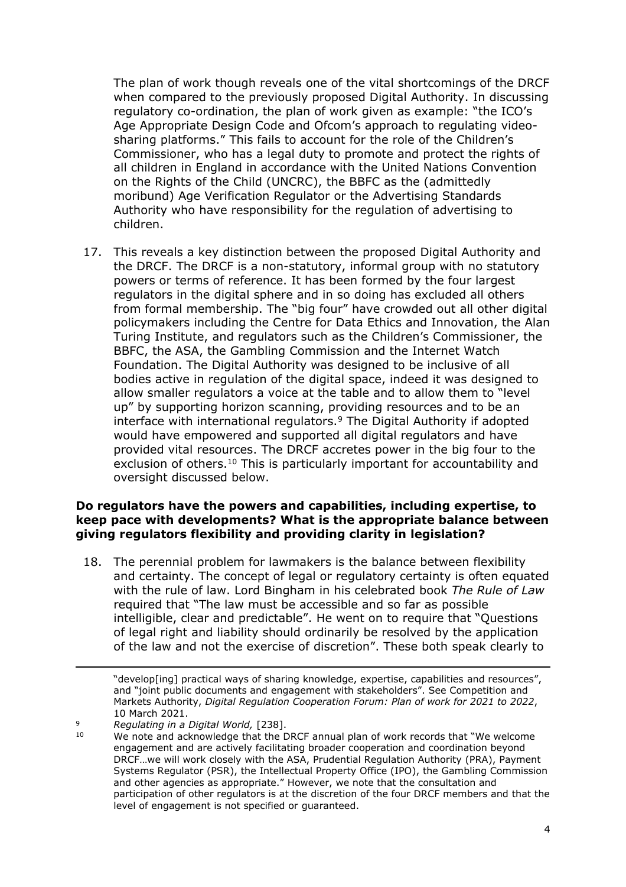The plan of work though reveals one of the vital shortcomings of the DRCF when compared to the previously proposed Digital Authority. In discussing regulatory co-ordination, the plan of work given as example: "the ICO's Age Appropriate Design Code and Ofcom's approach to regulating video-sharing platforms." This fails to account for the role of the Children's Commissioner, who has a legal duty to promote and protect the rights of all children in England in accordance with the United Nations Convention on the Rights of the Child (UNCRC), the BBFC as the (admittedly moribund) Age Verification Regulator or the Advertising Standards Authority who have responsibility for the regulation of advertising to children.

17. This reveals a key distinction between the proposed Digital Authority and the DRCF. The DRCF is a non-statutory, informal group with no statutory powers or terms of reference. It has been formed by the four largest regulators in the digital sphere and in so doing has excluded all others from formal membership. The "big four" have crowded out all other digital policymakers including the Centre for Data Ethics and Innovation, the Alan Turing Institute, and regulators such as the Children's Commissioner, the BBFC, the ASA, the Gambling Commission and the Internet Watch Foundation. The Digital Authority was designed to be inclusive of all bodies active in regulation of the digital space, indeed it was designed to allow smaller regulators a voice at the table and to allow them to "level up" by supporting horizon scanning, providing resources and to be an interface with international regulators.[9] The Digital Authority if adopted would have empowered and supported all digital regulators and have provided vital resources. The DRCF accretes power in the big four to the exclusion of others.[10] This is particularly important for accountability and oversight discussed below.

### Do regulators have the powers and capabilities, including expertise, to keep pace with developments? What is the appropriate balance between giving regulators flexibility and providing clarity in legislation?

18. The perennial problem for lawmakers is the balance between flexibility and certainty. The concept of legal or regulatory certainty is often equated with the rule of law. Lord Bingham in his celebrated book *The Rule of Law* required that "The law must be accessible and so far as possible intelligible, clear and predictable". He went on to require that "Questions of legal right and liability should ordinarily be resolved by the application of the law and not the exercise of discretion". These both speak clearly to

---

"develop[ing] practical ways of sharing knowledge, expertise, capabilities and resources", and "joint public documents and engagement with stakeholders". See Competition and Markets Authority, *Digital Regulation Cooperation Forum: Plan of work for 2021 to 2022*, 10 March 2021.

[9] *Regulating in a Digital World,* [238].

[10] We note and acknowledge that the DRCF annual plan of work records that "We welcome engagement and are actively facilitating broader cooperation and coordination beyond DRCF…we will work closely with the ASA, Prudential Regulation Authority (PRA), Payment Systems Regulator (PSR), the Intellectual Property Office (IPO), the Gambling Commission and other agencies as appropriate." However, we note that the consultation and participation of other regulators is at the discretion of the four DRCF members and that the level of engagement is not specified or guaranteed.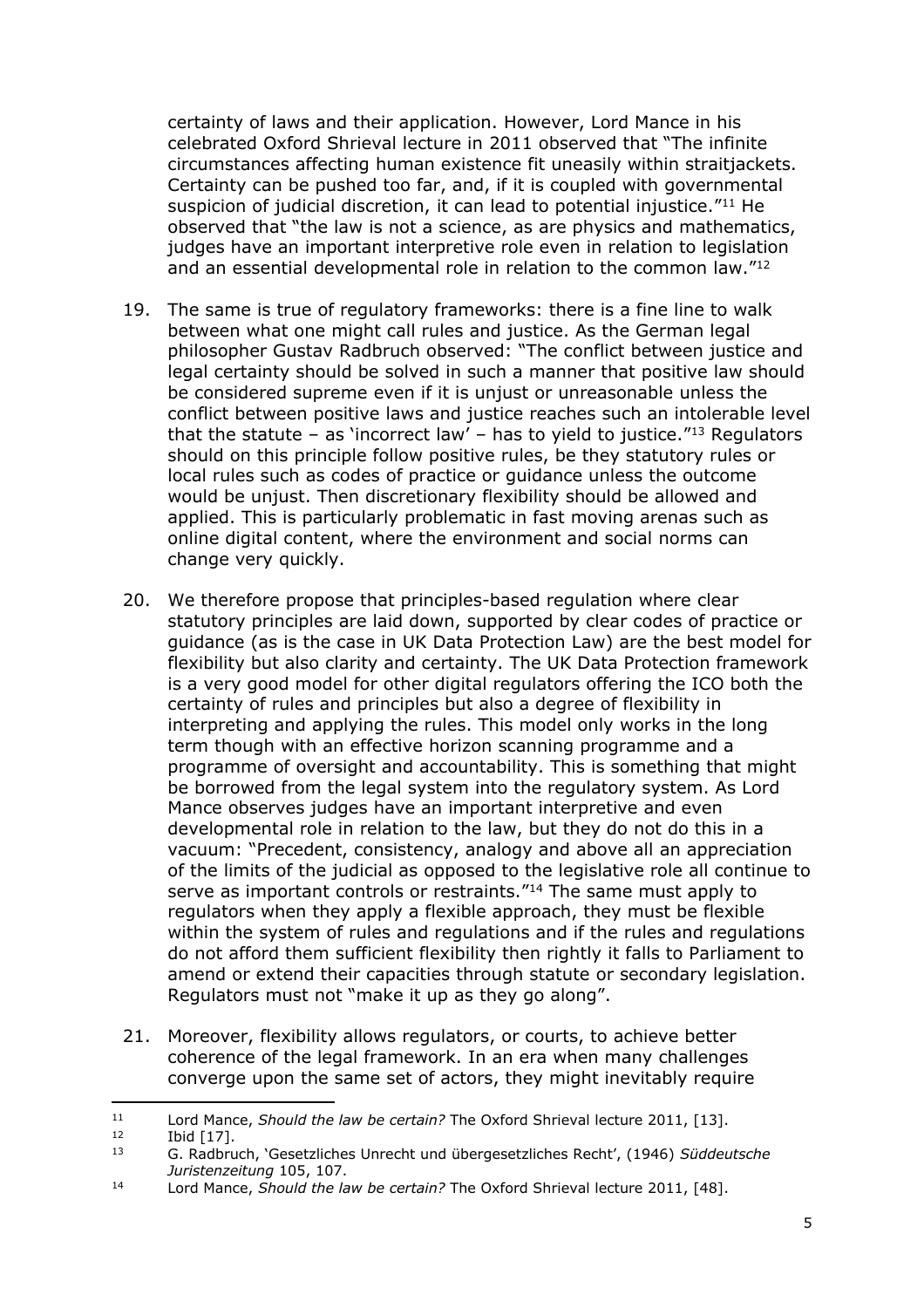certainty of laws and their application. However, Lord Mance in his celebrated Oxford Shrieval lecture in 2011 observed that "The infinite circumstances affecting human existence fit uneasily within straitjackets. Certainty can be pushed too far, and, if it is coupled with governmental suspicion of judicial discretion, it can lead to potential injustice."[11] He observed that "the law is not a science, as are physics and mathematics, judges have an important interpretive role even in relation to legislation and an essential developmental role in relation to the common law."[12]

19. The same is true of regulatory frameworks: there is a fine line to walk between what one might call rules and justice. As the German legal philosopher Gustav Radbruch observed: "The conflict between justice and legal certainty should be solved in such a manner that positive law should be considered supreme even if it is unjust or unreasonable unless the conflict between positive laws and justice reaches such an intolerable level that the statute – as 'incorrect law' – has to yield to justice."[13] Regulators should on this principle follow positive rules, be they statutory rules or local rules such as codes of practice or guidance unless the outcome would be unjust. Then discretionary flexibility should be allowed and applied. This is particularly problematic in fast moving arenas such as online digital content, where the environment and social norms can change very quickly.

20. We therefore propose that principles-based regulation where clear statutory principles are laid down, supported by clear codes of practice or guidance (as is the case in UK Data Protection Law) are the best model for flexibility but also clarity and certainty. The UK Data Protection framework is a very good model for other digital regulators offering the ICO both the certainty of rules and principles but also a degree of flexibility in interpreting and applying the rules. This model only works in the long term though with an effective horizon scanning programme and a programme of oversight and accountability. This is something that might be borrowed from the legal system into the regulatory system. As Lord Mance observes judges have an important interpretive and even developmental role in relation to the law, but they do not do this in a vacuum: "Precedent, consistency, analogy and above all an appreciation of the limits of the judicial as opposed to the legislative role all continue to serve as important controls or restraints."[14] The same must apply to regulators when they apply a flexible approach, they must be flexible within the system of rules and regulations and if the rules and regulations do not afford them sufficient flexibility then rightly it falls to Parliament to amend or extend their capacities through statute or secondary legislation. Regulators must not "make it up as they go along".

21. Moreover, flexibility allows regulators, or courts, to achieve better coherence of the legal framework. In an era when many challenges converge upon the same set of actors, they might inevitably require

---

[11] Lord Mance, *Should the law be certain?* The Oxford Shrieval lecture 2011, [13].

[12] Ibid [17].

[13] G. Radbruch, 'Gesetzliches Unrecht und übergesetzliches Recht', (1946) *Süddeutsche Juristenzeitung* 105, 107.

[14] Lord Mance, *Should the law be certain?* The Oxford Shrieval lecture 2011, [48].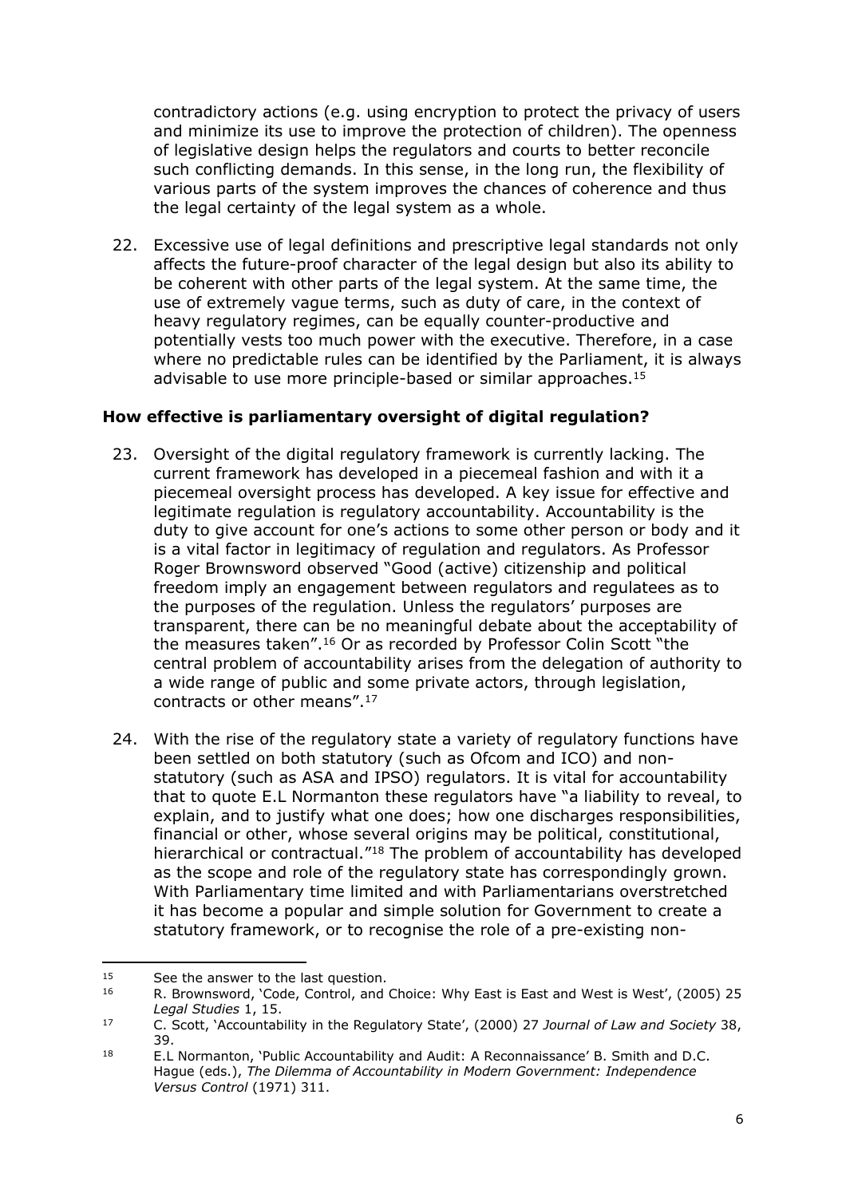contradictory actions (e.g. using encryption to protect the privacy of users and minimize its use to improve the protection of children). The openness of legislative design helps the regulators and courts to better reconcile such conflicting demands. In this sense, in the long run, the flexibility of various parts of the system improves the chances of coherence and thus the legal certainty of the legal system as a whole.

22. Excessive use of legal definitions and prescriptive legal standards not only affects the future-proof character of the legal design but also its ability to be coherent with other parts of the legal system. At the same time, the use of extremely vague terms, such as duty of care, in the context of heavy regulatory regimes, can be equally counter-productive and potentially vests too much power with the executive. Therefore, in a case where no predictable rules can be identified by the Parliament, it is always advisable to use more principle-based or similar approaches.[15]

### How effective is parliamentary oversight of digital regulation?

23. Oversight of the digital regulatory framework is currently lacking. The current framework has developed in a piecemeal fashion and with it a piecemeal oversight process has developed. A key issue for effective and legitimate regulation is regulatory accountability. Accountability is the duty to give account for one's actions to some other person or body and it is a vital factor in legitimacy of regulation and regulators. As Professor Roger Brownsword observed "Good (active) citizenship and political freedom imply an engagement between regulators and regulatees as to the purposes of the regulation. Unless the regulators' purposes are transparent, there can be no meaningful debate about the acceptability of the measures taken".[16] Or as recorded by Professor Colin Scott "the central problem of accountability arises from the delegation of authority to a wide range of public and some private actors, through legislation, contracts or other means".[17]

24. With the rise of the regulatory state a variety of regulatory functions have been settled on both statutory (such as Ofcom and ICO) and non-statutory (such as ASA and IPSO) regulators. It is vital for accountability that to quote E.L Normanton these regulators have "a liability to reveal, to explain, and to justify what one does; how one discharges responsibilities, financial or other, whose several origins may be political, constitutional, hierarchical or contractual."[18] The problem of accountability has developed as the scope and role of the regulatory state has correspondingly grown. With Parliamentary time limited and with Parliamentarians overstretched it has become a popular and simple solution for Government to create a statutory framework, or to recognise the role of a pre-existing non-

---

[15] See the answer to the last question.

[16] R. Brownsword, 'Code, Control, and Choice: Why East is East and West is West', (2005) 25 *Legal Studies* 1, 15.

[17] C. Scott, 'Accountability in the Regulatory State', (2000) 27 *Journal of Law and Society* 38, 39.

[18] E.L Normanton, 'Public Accountability and Audit: A Reconnaissance' B. Smith and D.C. Hague (eds.), *The Dilemma of Accountability in Modern Government: Independence Versus Control* (1971) 311.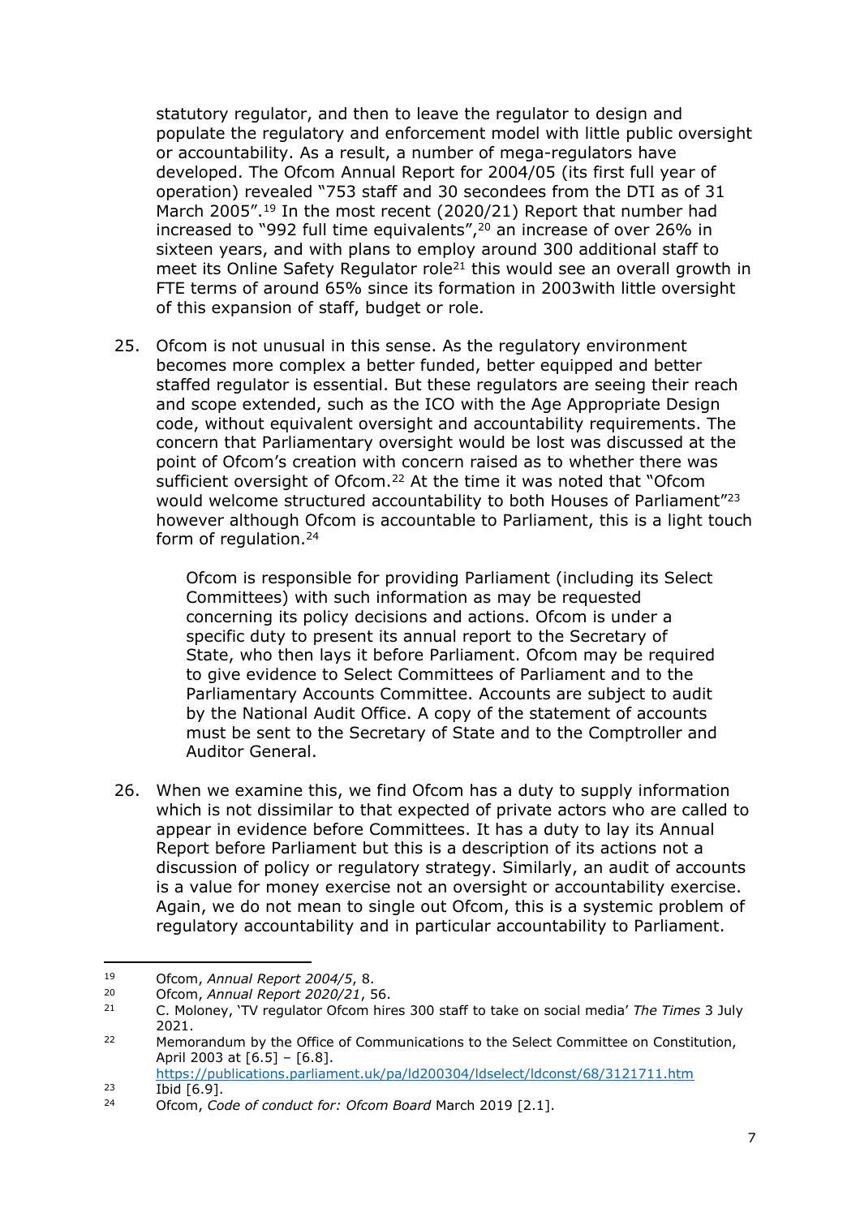statutory regulator, and then to leave the regulator to design and populate the regulatory and enforcement model with little public oversight or accountability. As a result, a number of mega-regulators have developed. The Ofcom Annual Report for 2004/05 (its first full year of operation) revealed "753 staff and 30 secondees from the DTI as of 31 March 2005".[19] In the most recent (2020/21) Report that number had increased to "992 full time equivalents",[20] an increase of over 26% in sixteen years, and with plans to employ around 300 additional staff to meet its Online Safety Regulator role[21] this would see an overall growth in FTE terms of around 65% since its formation in 2003with little oversight of this expansion of staff, budget or role.

25. Ofcom is not unusual in this sense. As the regulatory environment becomes more complex a better funded, better equipped and better staffed regulator is essential. But these regulators are seeing their reach and scope extended, such as the ICO with the Age Appropriate Design code, without equivalent oversight and accountability requirements. The concern that Parliamentary oversight would be lost was discussed at the point of Ofcom's creation with concern raised as to whether there was sufficient oversight of Ofcom.[22] At the time it was noted that "Ofcom would welcome structured accountability to both Houses of Parliament"[23] however although Ofcom is accountable to Parliament, this is a light touch form of regulation.[24]

> Ofcom is responsible for providing Parliament (including its Select Committees) with such information as may be requested concerning its policy decisions and actions. Ofcom is under a specific duty to present its annual report to the Secretary of State, who then lays it before Parliament. Ofcom may be required to give evidence to Select Committees of Parliament and to the Parliamentary Accounts Committee. Accounts are subject to audit by the National Audit Office. A copy of the statement of accounts must be sent to the Secretary of State and to the Comptroller and Auditor General.

26. When we examine this, we find Ofcom has a duty to supply information which is not dissimilar to that expected of private actors who are called to appear in evidence before Committees. It has a duty to lay its Annual Report before Parliament but this is a description of its actions not a discussion of policy or regulatory strategy. Similarly, an audit of accounts is a value for money exercise not an oversight or accountability exercise. Again, we do not mean to single out Ofcom, this is a systemic problem of regulatory accountability and in particular accountability to Parliament.

---

[19] Ofcom, *Annual Report 2004/5*, 8.

[20] Ofcom, *Annual Report 2020/21*, 56.

[21] C. Moloney, 'TV regulator Ofcom hires 300 staff to take on social media' *The Times* 3 July 2021.

[22] Memorandum by the Office of Communications to the Select Committee on Constitution, April 2003 at [6.5] – [6.8]. https://publications.parliament.uk/pa/ld200304/ldselect/ldconst/68/3121711.htm

[23] Ibid [6.9].

[24] Ofcom, *Code of conduct for: Ofcom Board* March 2019 [2.1].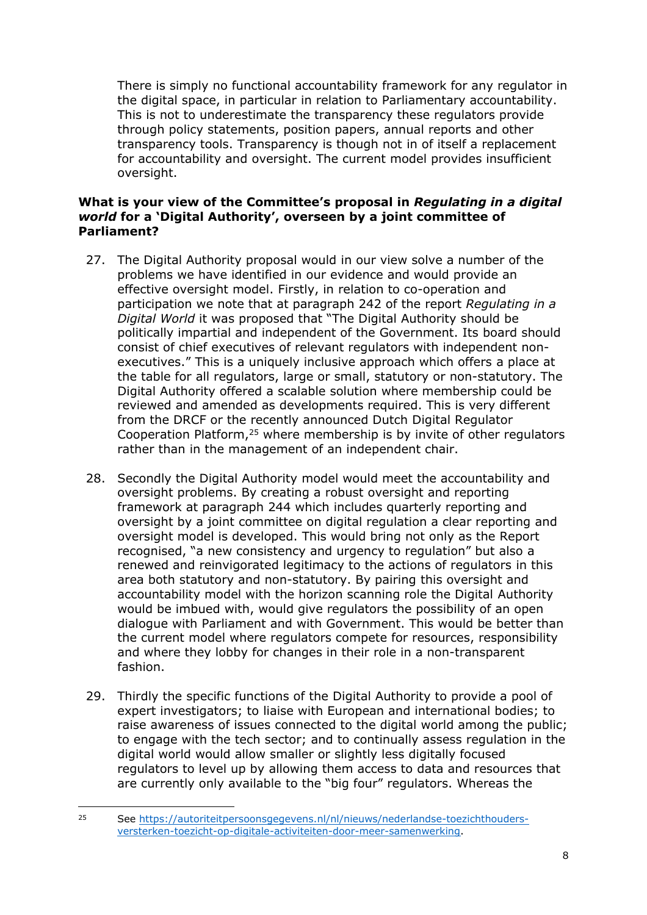There is simply no functional accountability framework for any regulator in the digital space, in particular in relation to Parliamentary accountability. This is not to underestimate the transparency these regulators provide through policy statements, position papers, annual reports and other transparency tools. Transparency is though not in of itself a replacement for accountability and oversight. The current model provides insufficient oversight.

**What is your view of the Committee's proposal in *Regulating in a digital world* for a 'Digital Authority', overseen by a joint committee of Parliament?**

27. The Digital Authority proposal would in our view solve a number of the problems we have identified in our evidence and would provide an effective oversight model. Firstly, in relation to co-operation and participation we note that at paragraph 242 of the report *Regulating in a Digital World* it was proposed that "The Digital Authority should be politically impartial and independent of the Government. Its board should consist of chief executives of relevant regulators with independent non-executives." This is a uniquely inclusive approach which offers a place at the table for all regulators, large or small, statutory or non-statutory. The Digital Authority offered a scalable solution where membership could be reviewed and amended as developments required. This is very different from the DRCF or the recently announced Dutch Digital Regulator Cooperation Platform,[25] where membership is by invite of other regulators rather than in the management of an independent chair.

28. Secondly the Digital Authority model would meet the accountability and oversight problems. By creating a robust oversight and reporting framework at paragraph 244 which includes quarterly reporting and oversight by a joint committee on digital regulation a clear reporting and oversight model is developed. This would bring not only as the Report recognised, "a new consistency and urgency to regulation" but also a renewed and reinvigorated legitimacy to the actions of regulators in this area both statutory and non-statutory. By pairing this oversight and accountability model with the horizon scanning role the Digital Authority would be imbued with, would give regulators the possibility of an open dialogue with Parliament and with Government. This would be better than the current model where regulators compete for resources, responsibility and where they lobby for changes in their role in a non-transparent fashion.

29. Thirdly the specific functions of the Digital Authority to provide a pool of expert investigators; to liaise with European and international bodies; to raise awareness of issues connected to the digital world among the public; to engage with the tech sector; and to continually assess regulation in the digital world would allow smaller or slightly less digitally focused regulators to level up by allowing them access to data and resources that are currently only available to the "big four" regulators. Whereas the

---

[25] See https://autoriteitpersoonsgegevens.nl/nl/nieuws/nederlandse-toezichthouders-versterken-toezicht-op-digitale-activiteiten-door-meer-samenwerking.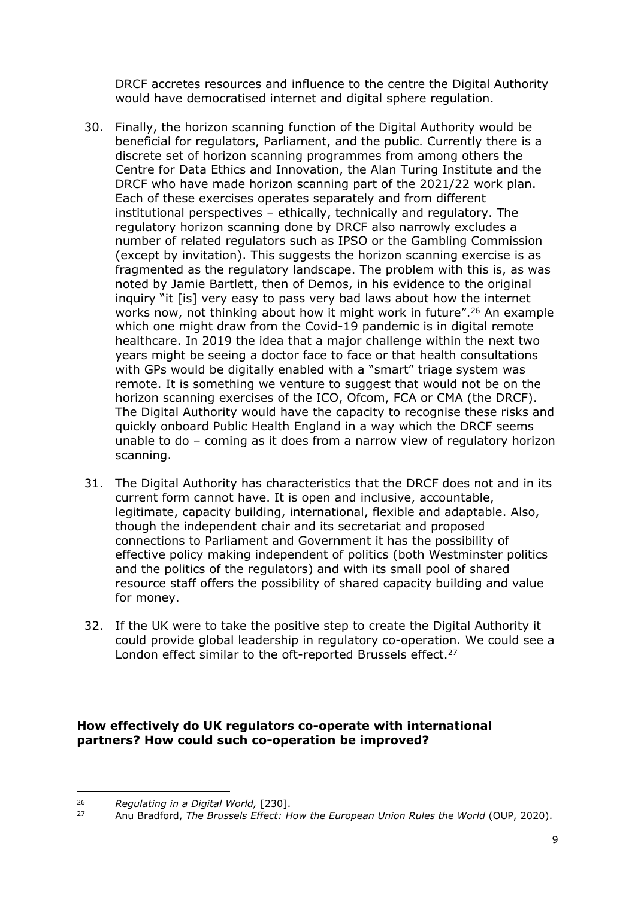DRCF accretes resources and influence to the centre the Digital Authority would have democratised internet and digital sphere regulation.

30. Finally, the horizon scanning function of the Digital Authority would be beneficial for regulators, Parliament, and the public. Currently there is a discrete set of horizon scanning programmes from among others the Centre for Data Ethics and Innovation, the Alan Turing Institute and the DRCF who have made horizon scanning part of the 2021/22 work plan. Each of these exercises operates separately and from different institutional perspectives – ethically, technically and regulatory. The regulatory horizon scanning done by DRCF also narrowly excludes a number of related regulators such as IPSO or the Gambling Commission (except by invitation). This suggests the horizon scanning exercise is as fragmented as the regulatory landscape. The problem with this is, as was noted by Jamie Bartlett, then of Demos, in his evidence to the original inquiry "it [is] very easy to pass very bad laws about how the internet works now, not thinking about how it might work in future".[26] An example which one might draw from the Covid-19 pandemic is in digital remote healthcare. In 2019 the idea that a major challenge within the next two years might be seeing a doctor face to face or that health consultations with GPs would be digitally enabled with a "smart" triage system was remote. It is something we venture to suggest that would not be on the horizon scanning exercises of the ICO, Ofcom, FCA or CMA (the DRCF). The Digital Authority would have the capacity to recognise these risks and quickly onboard Public Health England in a way which the DRCF seems unable to do – coming as it does from a narrow view of regulatory horizon scanning.

31. The Digital Authority has characteristics that the DRCF does not and in its current form cannot have. It is open and inclusive, accountable, legitimate, capacity building, international, flexible and adaptable. Also, though the independent chair and its secretariat and proposed connections to Parliament and Government it has the possibility of effective policy making independent of politics (both Westminster politics and the politics of the regulators) and with its small pool of shared resource staff offers the possibility of shared capacity building and value for money.

32. If the UK were to take the positive step to create the Digital Authority it could provide global leadership in regulatory co-operation. We could see a London effect similar to the oft-reported Brussels effect.[27]

**How effectively do UK regulators co-operate with international partners? How could such co-operation be improved?**

---

[26] *Regulating in a Digital World,* [230].

[27] Anu Bradford, *The Brussels Effect: How the European Union Rules the World* (OUP, 2020).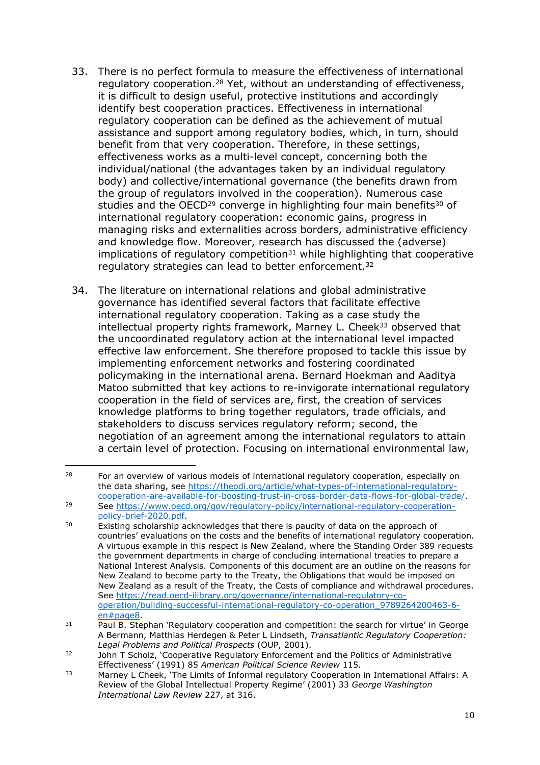33. There is no perfect formula to measure the effectiveness of international regulatory cooperation.[28] Yet, without an understanding of effectiveness, it is difficult to design useful, protective institutions and accordingly identify best cooperation practices. Effectiveness in international regulatory cooperation can be defined as the achievement of mutual assistance and support among regulatory bodies, which, in turn, should benefit from that very cooperation. Therefore, in these settings, effectiveness works as a multi-level concept, concerning both the individual/national (the advantages taken by an individual regulatory body) and collective/international governance (the benefits drawn from the group of regulators involved in the cooperation). Numerous case studies and the OECD[29] converge in highlighting four main benefits[30] of international regulatory cooperation: economic gains, progress in managing risks and externalities across borders, administrative efficiency and knowledge flow. Moreover, research has discussed the (adverse) implications of regulatory competition[31] while highlighting that cooperative regulatory strategies can lead to better enforcement.[32]

34. The literature on international relations and global administrative governance has identified several factors that facilitate effective international regulatory cooperation. Taking as a case study the intellectual property rights framework, Marney L. Cheek[33] observed that the uncoordinated regulatory action at the international level impacted effective law enforcement. She therefore proposed to tackle this issue by implementing enforcement networks and fostering coordinated policymaking in the international arena. Bernard Hoekman and Aaditya Matoo submitted that key actions to re-invigorate international regulatory cooperation in the field of services are, first, the creation of services knowledge platforms to bring together regulators, trade officials, and stakeholders to discuss services regulatory reform; second, the negotiation of an agreement among the international regulators to attain a certain level of protection. Focusing on international environmental law,

---

[28] For an overview of various models of international regulatory cooperation, especially on the data sharing, see https://theodi.org/article/what-types-of-international-regulatory-cooperation-are-available-for-boosting-trust-in-cross-border-data-flows-for-global-trade/.

[29] See https://www.oecd.org/gov/regulatory-policy/international-regulatory-cooperation-policy-brief-2020.pdf.

[30] Existing scholarship acknowledges that there is paucity of data on the approach of countries' evaluations on the costs and the benefits of international regulatory cooperation. A virtuous example in this respect is New Zealand, where the Standing Order 389 requests the government departments in charge of concluding international treaties to prepare a National Interest Analysis. Components of this document are an outline on the reasons for New Zealand to become party to the Treaty, the Obligations that would be imposed on New Zealand as a result of the Treaty, the Costs of compliance and withdrawal procedures. See https://read.oecd-ilibrary.org/governance/international-regulatory-co-operation/building-successful-international-regulatory-co-operation_9789264200463-6-en#page8.

[31] Paul B. Stephan 'Regulatory cooperation and competition: the search for virtue' in George A Bermann, Matthias Herdegen & Peter L Lindseth, *Transatlantic Regulatory Cooperation: Legal Problems and Political Prospects* (OUP, 2001).

[32] John T Scholz, 'Cooperative Regulatory Enforcement and the Politics of Administrative Effectiveness' (1991) 85 *American Political Science Review* 115.

[33] Marney L Cheek, 'The Limits of Informal regulatory Cooperation in International Affairs: A Review of the Global Intellectual Property Regime' (2001) 33 *George Washington International Law Review* 227, at 316.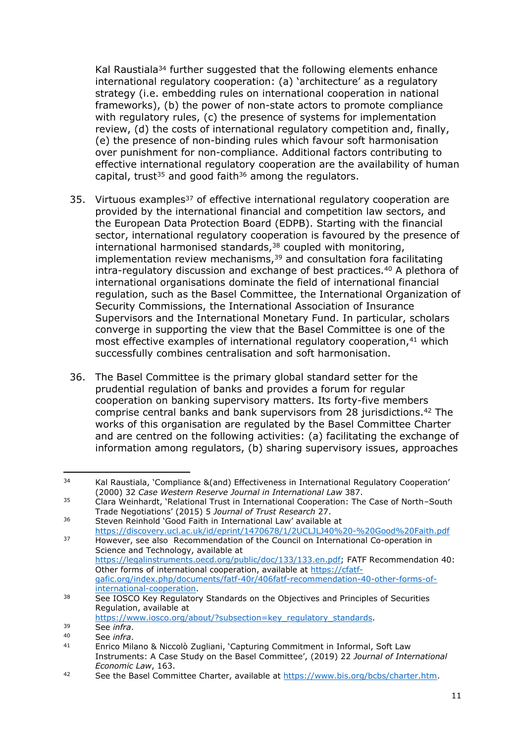Kal Raustiala[34] further suggested that the following elements enhance international regulatory cooperation: (a) 'architecture' as a regulatory strategy (i.e. embedding rules on international cooperation in national frameworks), (b) the power of non-state actors to promote compliance with regulatory rules, (c) the presence of systems for implementation review, (d) the costs of international regulatory competition and, finally, (e) the presence of non-binding rules which favour soft harmonisation over punishment for non-compliance. Additional factors contributing to effective international regulatory cooperation are the availability of human capital, trust[35] and good faith[36] among the regulators.

35. Virtuous examples[37] of effective international regulatory cooperation are provided by the international financial and competition law sectors, and the European Data Protection Board (EDPB). Starting with the financial sector, international regulatory cooperation is favoured by the presence of international harmonised standards,[38] coupled with monitoring, implementation review mechanisms,[39] and consultation fora facilitating intra-regulatory discussion and exchange of best practices.[40] A plethora of international organisations dominate the field of international financial regulation, such as the Basel Committee, the International Organization of Security Commissions, the International Association of Insurance Supervisors and the International Monetary Fund. In particular, scholars converge in supporting the view that the Basel Committee is one of the most effective examples of international regulatory cooperation,[41] which successfully combines centralisation and soft harmonisation.

36. The Basel Committee is the primary global standard setter for the prudential regulation of banks and provides a forum for regular cooperation on banking supervisory matters. Its forty-five members comprise central banks and bank supervisors from 28 jurisdictions.[42] The works of this organisation are regulated by the Basel Committee Charter and are centred on the following activities: (a) facilitating the exchange of information among regulators, (b) sharing supervisory issues, approaches

---

[34] Kal Raustiala, 'Compliance &(and) Effectiveness in International Regulatory Cooperation' (2000) 32 *Case Western Reserve Journal in International Law* 387.

[35] Clara Weinhardt, 'Relational Trust in International Cooperation: The Case of North–South Trade Negotiations' (2015) 5 *Journal of Trust Research* 27.

[36] Steven Reinhold 'Good Faith in International Law' available at https://discovery.ucl.ac.uk/id/eprint/1470678/1/2UCLJLJ40%20-%20Good%20Faith.pdf

[37] However, see also Recommendation of the Council on International Co-operation in Science and Technology, available at https://legalinstruments.oecd.org/public/doc/133/133.en.pdf; FATF Recommendation 40: Other forms of international cooperation, available at https://cfatf-gafic.org/index.php/documents/fatf-40r/406fatf-recommendation-40-other-forms-of-international-cooperation.

[38] See IOSCO Key Regulatory Standards on the Objectives and Principles of Securities Regulation, available at https://www.iosco.org/about/?subsection=key_regulatory_standards.

[39] See *infra*.

[40] See *infra*.

[41] Enrico Milano & Niccolò Zugliani, 'Capturing Commitment in Informal, Soft Law Instruments: A Case Study on the Basel Committee', (2019) 22 *Journal of International Economic Law*, 163.

[42] See the Basel Committee Charter, available at https://www.bis.org/bcbs/charter.htm.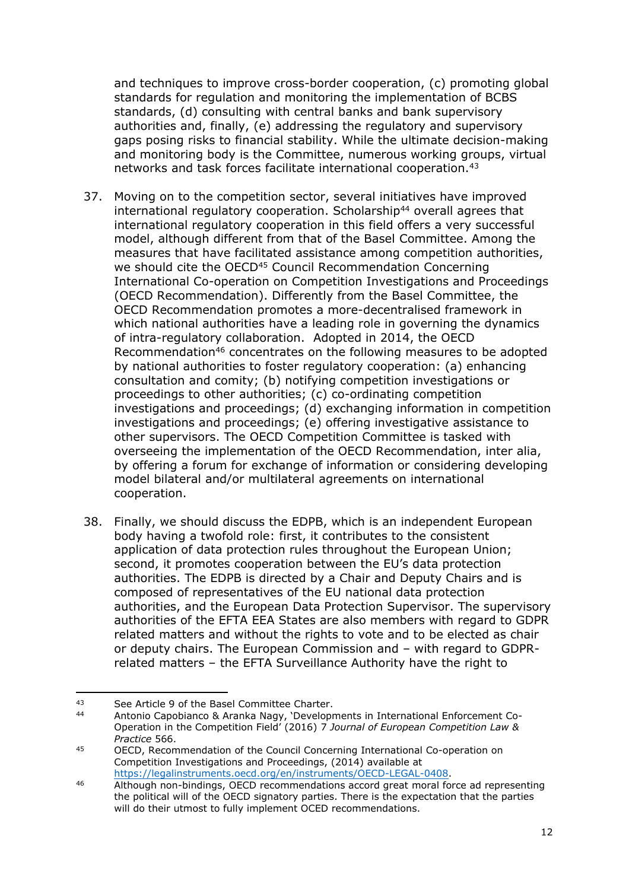and techniques to improve cross-border cooperation, (c) promoting global standards for regulation and monitoring the implementation of BCBS standards, (d) consulting with central banks and bank supervisory authorities and, finally, (e) addressing the regulatory and supervisory gaps posing risks to financial stability. While the ultimate decision-making and monitoring body is the Committee, numerous working groups, virtual networks and task forces facilitate international cooperation.[43]

37. Moving on to the competition sector, several initiatives have improved international regulatory cooperation. Scholarship[44] overall agrees that international regulatory cooperation in this field offers a very successful model, although different from that of the Basel Committee. Among the measures that have facilitated assistance among competition authorities, we should cite the OECD[45] Council Recommendation Concerning International Co-operation on Competition Investigations and Proceedings (OECD Recommendation). Differently from the Basel Committee, the OECD Recommendation promotes a more-decentralised framework in which national authorities have a leading role in governing the dynamics of intra-regulatory collaboration. Adopted in 2014, the OECD Recommendation[46] concentrates on the following measures to be adopted by national authorities to foster regulatory cooperation: (a) enhancing consultation and comity; (b) notifying competition investigations or proceedings to other authorities; (c) co-ordinating competition investigations and proceedings; (d) exchanging information in competition investigations and proceedings; (e) offering investigative assistance to other supervisors. The OECD Competition Committee is tasked with overseeing the implementation of the OECD Recommendation, inter alia, by offering a forum for exchange of information or considering developing model bilateral and/or multilateral agreements on international cooperation.

38. Finally, we should discuss the EDPB, which is an independent European body having a twofold role: first, it contributes to the consistent application of data protection rules throughout the European Union; second, it promotes cooperation between the EU's data protection authorities. The EDPB is directed by a Chair and Deputy Chairs and is composed of representatives of the EU national data protection authorities, and the European Data Protection Supervisor. The supervisory authorities of the EFTA EEA States are also members with regard to GDPR related matters and without the rights to vote and to be elected as chair or deputy chairs. The European Commission and – with regard to GDPR-related matters – the EFTA Surveillance Authority have the right to

---

[43] See Article 9 of the Basel Committee Charter.

[44] Antonio Capobianco & Aranka Nagy, 'Developments in International Enforcement Co-Operation in the Competition Field' (2016) 7 *Journal of European Competition Law & Practice* 566.

[45] OECD, Recommendation of the Council Concerning International Co-operation on Competition Investigations and Proceedings, (2014) available at https://legalinstruments.oecd.org/en/instruments/OECD-LEGAL-0408.

[46] Although non-bindings, OECD recommendations accord great moral force ad representing the political will of the OECD signatory parties. There is the expectation that the parties will do their utmost to fully implement OCED recommendations.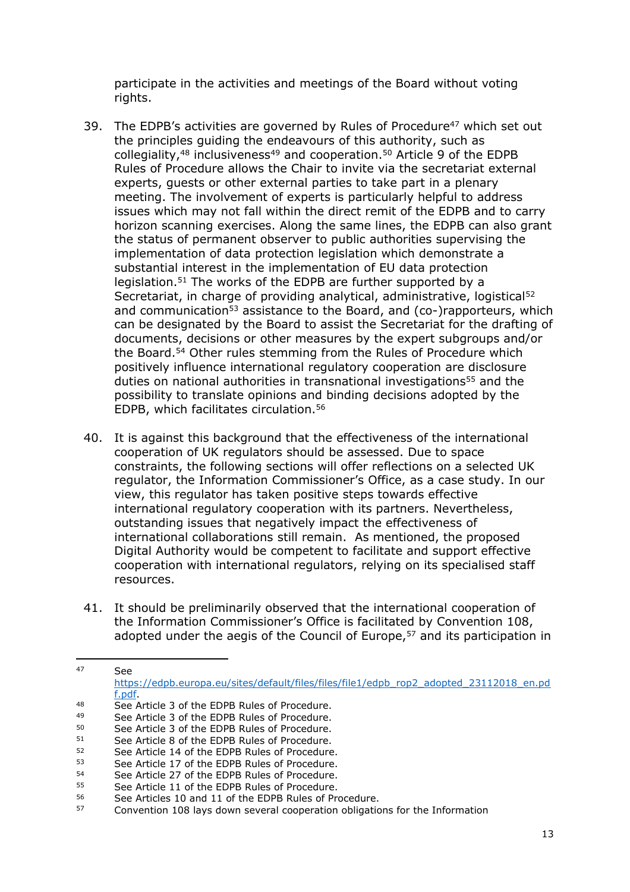participate in the activities and meetings of the Board without voting rights.

39. The EDPB's activities are governed by Rules of Procedure[47] which set out the principles guiding the endeavours of this authority, such as collegiality,[48] inclusiveness[49] and cooperation.[50] Article 9 of the EDPB Rules of Procedure allows the Chair to invite via the secretariat external experts, guests or other external parties to take part in a plenary meeting. The involvement of experts is particularly helpful to address issues which may not fall within the direct remit of the EDPB and to carry horizon scanning exercises. Along the same lines, the EDPB can also grant the status of permanent observer to public authorities supervising the implementation of data protection legislation which demonstrate a substantial interest in the implementation of EU data protection legislation.[51] The works of the EDPB are further supported by a Secretariat, in charge of providing analytical, administrative, logistical[52] and communication[53] assistance to the Board, and (co-)rapporteurs, which can be designated by the Board to assist the Secretariat for the drafting of documents, decisions or other measures by the expert subgroups and/or the Board.[54] Other rules stemming from the Rules of Procedure which positively influence international regulatory cooperation are disclosure duties on national authorities in transnational investigations[55] and the possibility to translate opinions and binding decisions adopted by the EDPB, which facilitates circulation.[56]

40. It is against this background that the effectiveness of the international cooperation of UK regulators should be assessed. Due to space constraints, the following sections will offer reflections on a selected UK regulator, the Information Commissioner's Office, as a case study. In our view, this regulator has taken positive steps towards effective international regulatory cooperation with its partners. Nevertheless, outstanding issues that negatively impact the effectiveness of international collaborations still remain. As mentioned, the proposed Digital Authority would be competent to facilitate and support effective cooperation with international regulators, relying on its specialised staff resources.

41. It should be preliminarily observed that the international cooperation of the Information Commissioner's Office is facilitated by Convention 108, adopted under the aegis of the Council of Europe,[57] and its participation in

---

[47] See https://edpb.europa.eu/sites/default/files/files/file1/edpb_rop2_adopted_23112018_en.pdf.

[48] See Article 3 of the EDPB Rules of Procedure.

[49] See Article 3 of the EDPB Rules of Procedure.

[50] See Article 3 of the EDPB Rules of Procedure.

[51] See Article 8 of the EDPB Rules of Procedure.

[52] See Article 14 of the EDPB Rules of Procedure.

[53] See Article 17 of the EDPB Rules of Procedure.

[54] See Article 27 of the EDPB Rules of Procedure.

[55] See Article 11 of the EDPB Rules of Procedure.

[56] See Articles 10 and 11 of the EDPB Rules of Procedure.

[57] Convention 108 lays down several cooperation obligations for the Information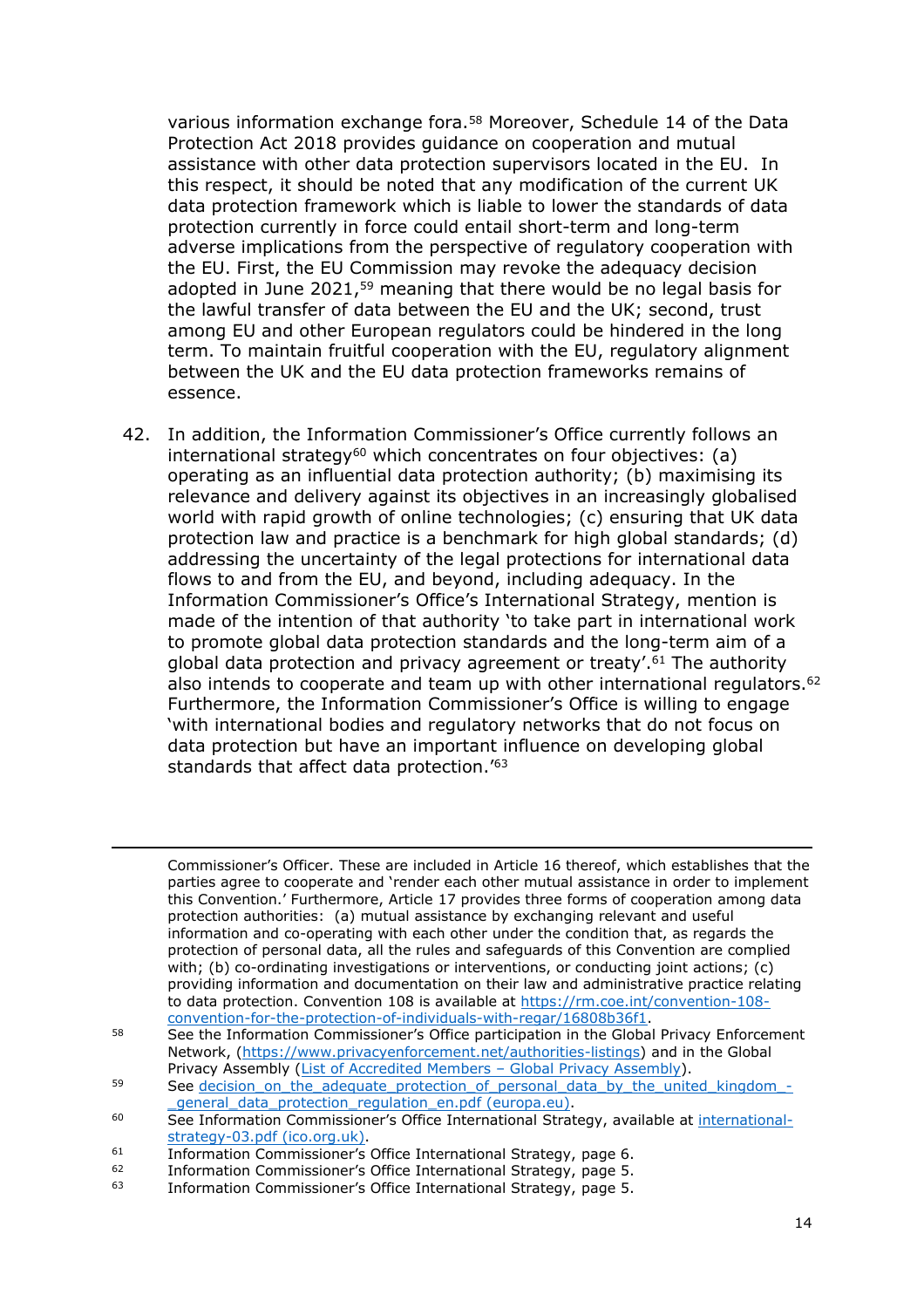various information exchange fora.[58] Moreover, Schedule 14 of the Data Protection Act 2018 provides guidance on cooperation and mutual assistance with other data protection supervisors located in the EU. In this respect, it should be noted that any modification of the current UK data protection framework which is liable to lower the standards of data protection currently in force could entail short-term and long-term adverse implications from the perspective of regulatory cooperation with the EU. First, the EU Commission may revoke the adequacy decision adopted in June 2021,[59] meaning that there would be no legal basis for the lawful transfer of data between the EU and the UK; second, trust among EU and other European regulators could be hindered in the long term. To maintain fruitful cooperation with the EU, regulatory alignment between the UK and the EU data protection frameworks remains of essence.

42. In addition, the Information Commissioner's Office currently follows an international strategy[60] which concentrates on four objectives: (a) operating as an influential data protection authority; (b) maximising its relevance and delivery against its objectives in an increasingly globalised world with rapid growth of online technologies; (c) ensuring that UK data protection law and practice is a benchmark for high global standards; (d) addressing the uncertainty of the legal protections for international data flows to and from the EU, and beyond, including adequacy. In the Information Commissioner's Office's International Strategy, mention is made of the intention of that authority 'to take part in international work to promote global data protection standards and the long-term aim of a global data protection and privacy agreement or treaty'.[61] The authority also intends to cooperate and team up with other international regulators.[62] Furthermore, the Information Commissioner's Office is willing to engage 'with international bodies and regulatory networks that do not focus on data protection but have an important influence on developing global standards that affect data protection.'[63]

---

Commissioner's Officer. These are included in Article 16 thereof, which establishes that the parties agree to cooperate and 'render each other mutual assistance in order to implement this Convention.' Furthermore, Article 17 provides three forms of cooperation among data protection authorities: (a) mutual assistance by exchanging relevant and useful information and co-operating with each other under the condition that, as regards the protection of personal data, all the rules and safeguards of this Convention are complied with; (b) co-ordinating investigations or interventions, or conducting joint actions; (c) providing information and documentation on their law and administrative practice relating to data protection. Convention 108 is available at https://rm.coe.int/convention-108-convention-for-the-protection-of-individuals-with-regar/16808b36f1.

[58] See the Information Commissioner's Office participation in the Global Privacy Enforcement Network, (https://www.privacyenforcement.net/authorities-listings) and in the Global Privacy Assembly (List of Accredited Members – Global Privacy Assembly).

[59] See decision_on_the_adequate_protection_of_personal_data_by_the_united_kingdom_-_general_data_protection_regulation_en.pdf (europa.eu).

[60] See Information Commissioner's Office International Strategy, available at international-strategy-03.pdf (ico.org.uk).

[61] Information Commissioner's Office International Strategy, page 6.

[62] Information Commissioner's Office International Strategy, page 5.

[63] Information Commissioner's Office International Strategy, page 5.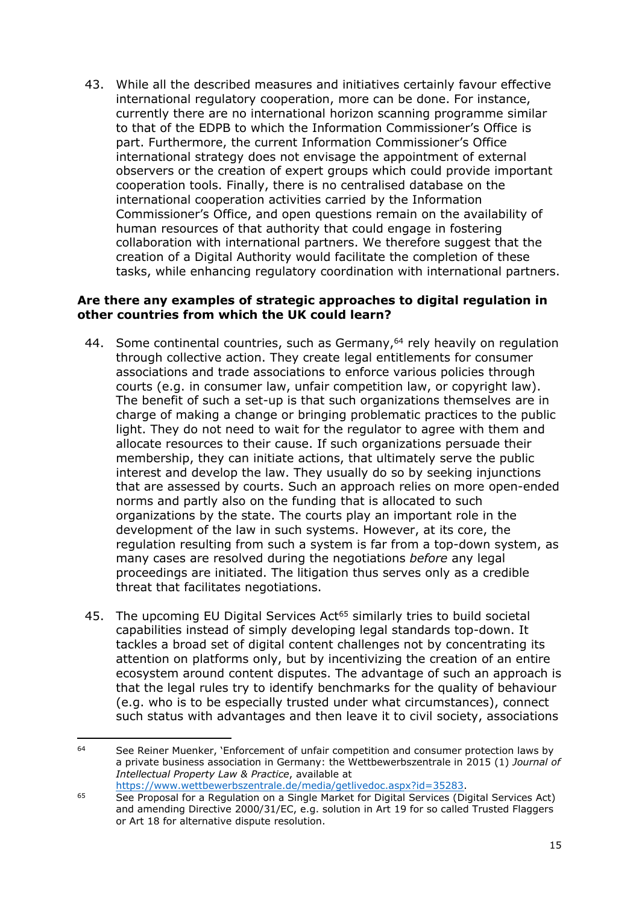43. While all the described measures and initiatives certainly favour effective international regulatory cooperation, more can be done. For instance, currently there are no international horizon scanning programme similar to that of the EDPB to which the Information Commissioner's Office is part. Furthermore, the current Information Commissioner's Office international strategy does not envisage the appointment of external observers or the creation of expert groups which could provide important cooperation tools. Finally, there is no centralised database on the international cooperation activities carried by the Information Commissioner's Office, and open questions remain on the availability of human resources of that authority that could engage in fostering collaboration with international partners. We therefore suggest that the creation of a Digital Authority would facilitate the completion of these tasks, while enhancing regulatory coordination with international partners.

**Are there any examples of strategic approaches to digital regulation in other countries from which the UK could learn?**

44. Some continental countries, such as Germany,[64] rely heavily on regulation through collective action. They create legal entitlements for consumer associations and trade associations to enforce various policies through courts (e.g. in consumer law, unfair competition law, or copyright law). The benefit of such a set-up is that such organizations themselves are in charge of making a change or bringing problematic practices to the public light. They do not need to wait for the regulator to agree with them and allocate resources to their cause. If such organizations persuade their membership, they can initiate actions, that ultimately serve the public interest and develop the law. They usually do so by seeking injunctions that are assessed by courts. Such an approach relies on more open-ended norms and partly also on the funding that is allocated to such organizations by the state. The courts play an important role in the development of the law in such systems. However, at its core, the regulation resulting from such a system is far from a top-down system, as many cases are resolved during the negotiations *before* any legal proceedings are initiated. The litigation thus serves only as a credible threat that facilitates negotiations.

45. The upcoming EU Digital Services Act[65] similarly tries to build societal capabilities instead of simply developing legal standards top-down. It tackles a broad set of digital content challenges not by concentrating its attention on platforms only, but by incentivizing the creation of an entire ecosystem around content disputes. The advantage of such an approach is that the legal rules try to identify benchmarks for the quality of behaviour (e.g. who is to be especially trusted under what circumstances), connect such status with advantages and then leave it to civil society, associations

---

[64] See Reiner Muenker, 'Enforcement of unfair competition and consumer protection laws by a private business association in Germany: the Wettbewerbszentrale in 2015 (1) *Journal of Intellectual Property Law & Practice*, available at https://www.wettbewerbszentrale.de/media/getlivedoc.aspx?id=35283.

[65] See Proposal for a Regulation on a Single Market for Digital Services (Digital Services Act) and amending Directive 2000/31/EC, e.g. solution in Art 19 for so called Trusted Flaggers or Art 18 for alternative dispute resolution.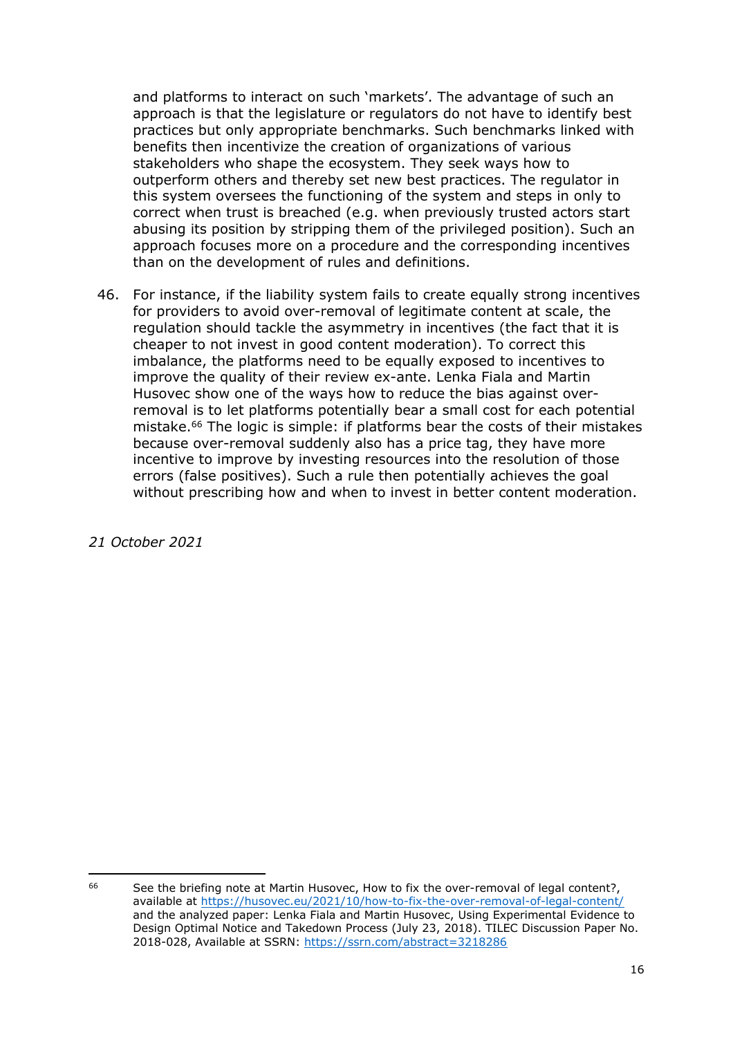and platforms to interact on such 'markets'. The advantage of such an approach is that the legislature or regulators do not have to identify best practices but only appropriate benchmarks. Such benchmarks linked with benefits then incentivize the creation of organizations of various stakeholders who shape the ecosystem. They seek ways how to outperform others and thereby set new best practices. The regulator in this system oversees the functioning of the system and steps in only to correct when trust is breached (e.g. when previously trusted actors start abusing its position by stripping them of the privileged position). Such an approach focuses more on a procedure and the corresponding incentives than on the development of rules and definitions.

46. For instance, if the liability system fails to create equally strong incentives for providers to avoid over-removal of legitimate content at scale, the regulation should tackle the asymmetry in incentives (the fact that it is cheaper to not invest in good content moderation). To correct this imbalance, the platforms need to be equally exposed to incentives to improve the quality of their review ex-ante. Lenka Fiala and Martin Husovec show one of the ways how to reduce the bias against over-removal is to let platforms potentially bear a small cost for each potential mistake.[66] The logic is simple: if platforms bear the costs of their mistakes because over-removal suddenly also has a price tag, they have more incentive to improve by investing resources into the resolution of those errors (false positives). Such a rule then potentially achieves the goal without prescribing how and when to invest in better content moderation.

*21 October 2021*

---

[66] See the briefing note at Martin Husovec, How to fix the over-removal of legal content?, available at https://husovec.eu/2021/10/how-to-fix-the-over-removal-of-legal-content/ and the analyzed paper: Lenka Fiala and Martin Husovec, Using Experimental Evidence to Design Optimal Notice and Takedown Process (July 23, 2018). TILEC Discussion Paper No. 2018-028, Available at SSRN: https://ssrn.com/abstract=3218286